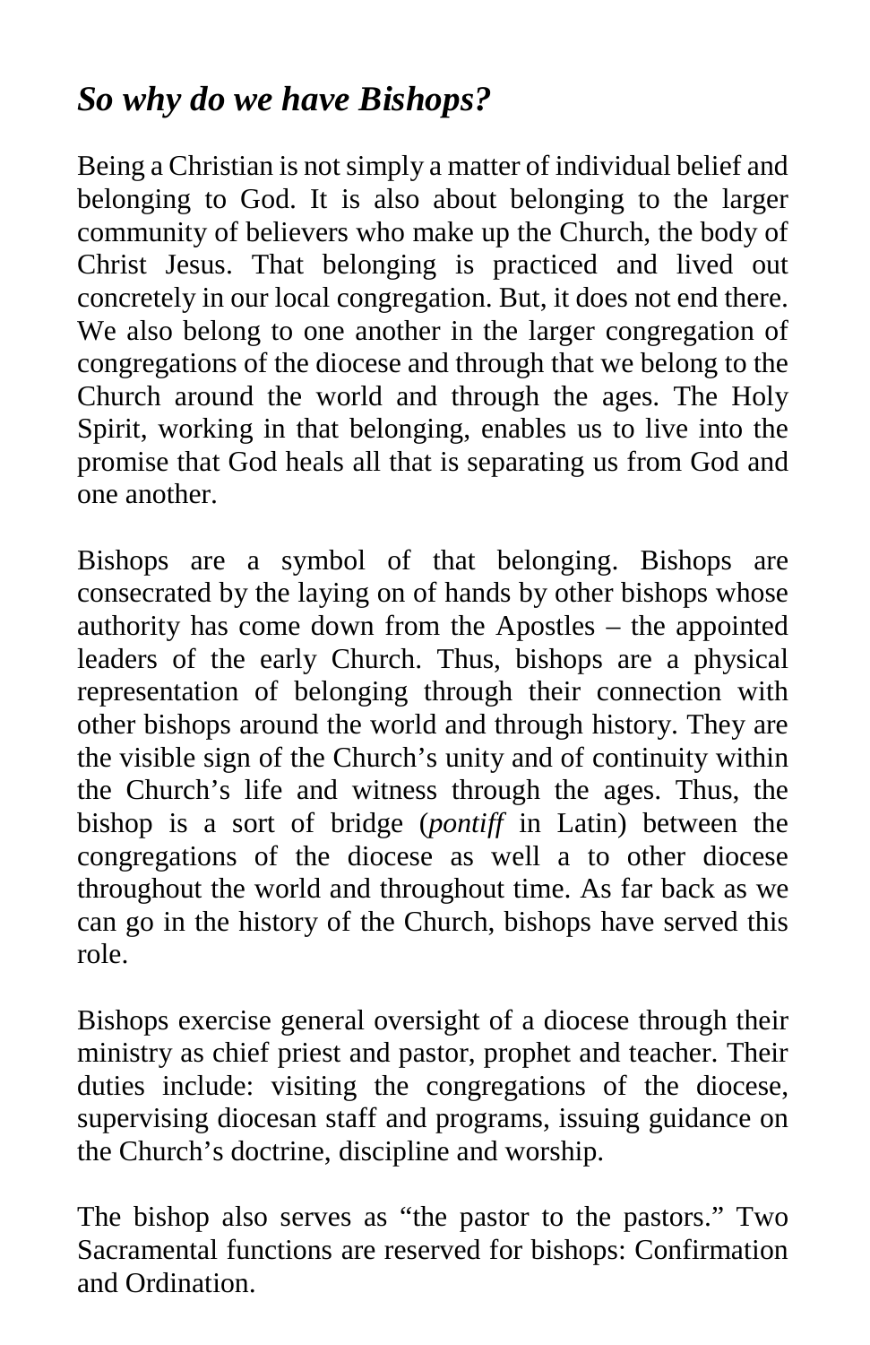## *So why do we have Bishops?*

Being a Christian is not simply a matter of individual belief and belonging to God. It is also about belonging to the larger community of believers who make up the Church, the body of Christ Jesus. That belonging is practiced and lived out concretely in our local congregation. But, it does not end there. We also belong to one another in the larger congregation of congregations of the diocese and through that we belong to the Church around the world and through the ages. The Holy Spirit, working in that belonging, enables us to live into the promise that God heals all that is separating us from God and one another.

Bishops are a symbol of that belonging. Bishops are consecrated by the laying on of hands by other bishops whose authority has come down from the Apostles – the appointed leaders of the early Church. Thus, bishops are a physical representation of belonging through their connection with other bishops around the world and through history. They are the visible sign of the Church's unity and of continuity within the Church's life and witness through the ages. Thus, the bishop is a sort of bridge (*pontiff* in Latin) between the congregations of the diocese as well a to other diocese throughout the world and throughout time. As far back as we can go in the history of the Church, bishops have served this role.

Bishops exercise general oversight of a diocese through their ministry as chief priest and pastor, prophet and teacher. Their duties include: visiting the congregations of the diocese, supervising diocesan staff and programs, issuing guidance on the Church's doctrine, discipline and worship.

The bishop also serves as "the pastor to the pastors." Two Sacramental functions are reserved for bishops: Confirmation and Ordination.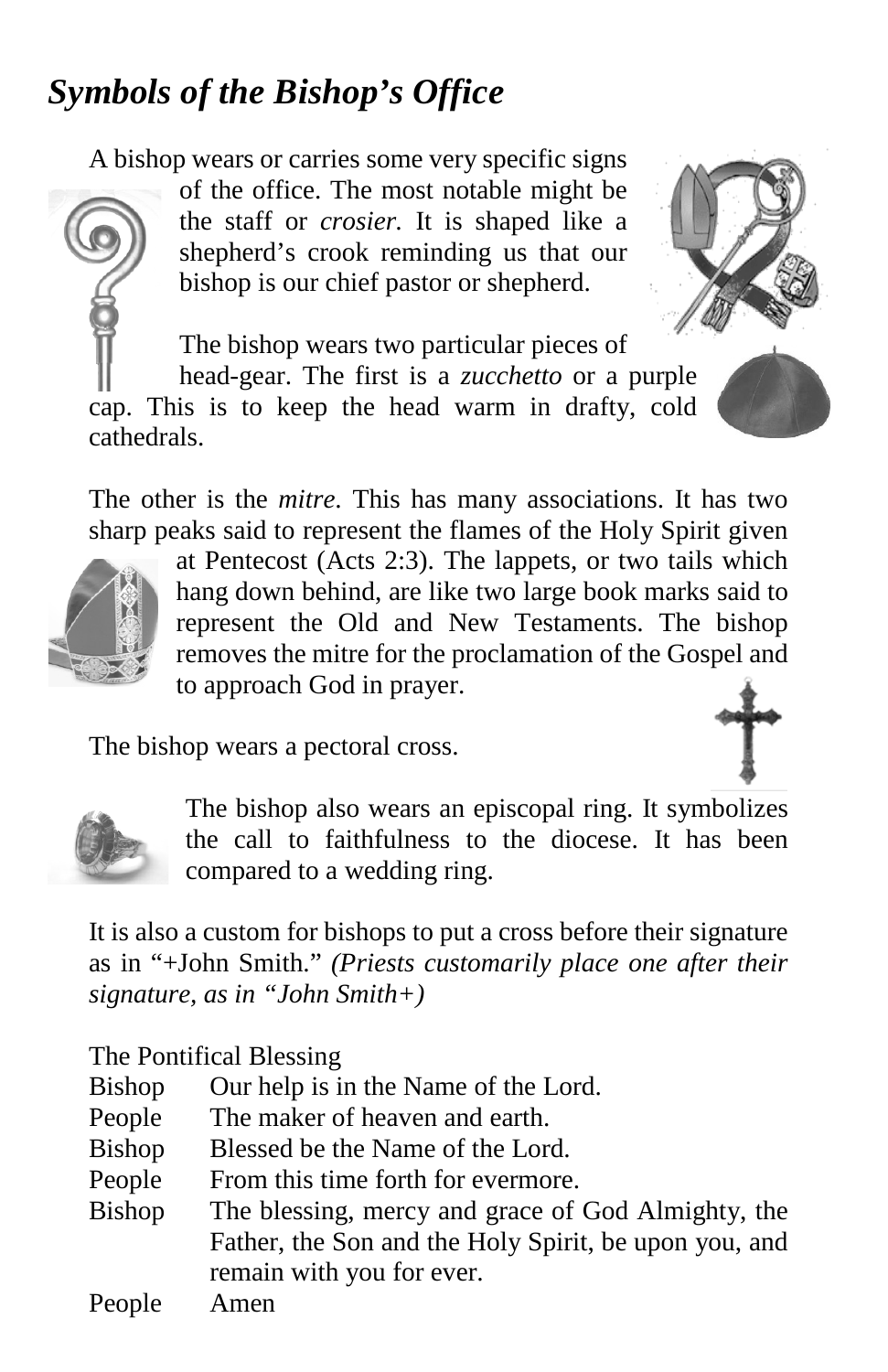# *Symbols of the Bishop's Office*

A bishop wears or carries some very specific signs of the office. The most notable might be the staff or *crosier.* It is shaped like a shepherd's crook reminding us that our bishop is our chief pastor or shepherd.

The bishop wears two particular pieces of head-gear. The first is a *zucchetto* or a purple cap. This is to keep the head warm in drafty, cold cathedrals.

The other is the *mitre*. This has many associations. It has two sharp peaks said to represent the flames of the Holy Spirit given at Pentecost (Acts 2:3). The lappets, or two tails which hang down behind, are like two large book marks said to represent the Old and New Testaments. The bishop removes the mitre for the proclamation of the Gospel and to approach God in prayer.

The bishop wears a pectoral cross.

The bishop also wears an episcopal ring. It symbolizes the call to faithfulness to the diocese. It has been compared to a wedding ring.

It is also a custom for bishops to put a cross before their signature as in "+John Smith." *(Priests customarily place one after their signature, as in "John Smith+)*

The Pontifical Blessing

| | |
|---|---|
| Bishop | Our help is in the Name of the Lord. |
| People | The maker of heaven and earth. |
| Bishop | Blessed be the Name of the Lord. |
| People | From this time forth for evermore. |
| Bishop | The blessing, mercy and grace of God Almighty, the Father, the Son and the Holy Spirit, be upon you, and remain with you for ever. |
| People | Amen |